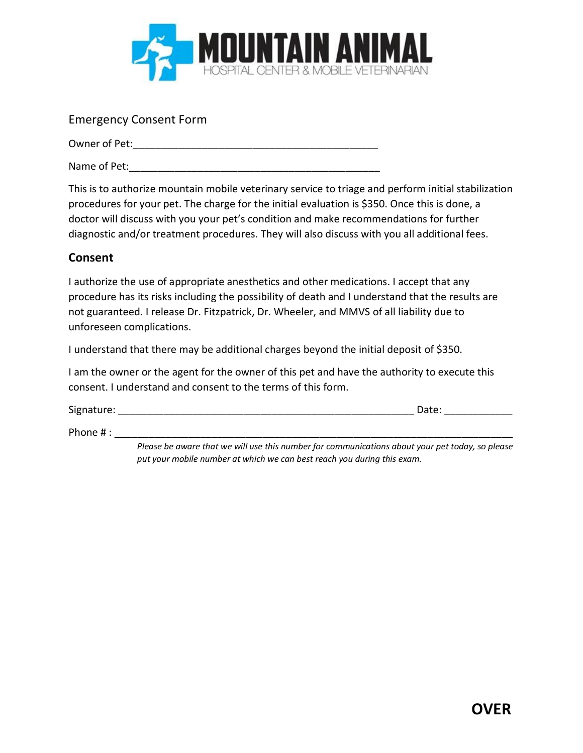# MOUNTAIN ANIMAL

HOSPITAL CENTER & MOBILE VETERINARIAN

Emergency Consent Form

Owner of Pet:____________________________________________

Name of Pet:_____________________________________________

This is to authorize mountain mobile veterinary service to triage and perform initial stabilization procedures for your pet. The charge for the initial evaluation is $350. Once this is done, a doctor will discuss with you your pet's condition and make recommendations for further diagnostic and/or treatment procedures. They will also discuss with you all additional fees.

## Consent

I authorize the use of appropriate anesthetics and other medications. I accept that any procedure has its risks including the possibility of death and I understand that the results are not guaranteed. I release Dr. Fitzpatrick, Dr. Wheeler, and MMVS of all liability due to unforeseen complications.

I understand that there may be additional charges beyond the initial deposit of $350.

I am the owner or the agent for the owner of this pet and have the authority to execute this consent. I understand and consent to the terms of this form.

Signature: _____________________________________________________ Date: ____________

Phone # : __________________________________________________________________________

*Please be aware that we will use this number for communications about your pet today, so please put your mobile number at which we can best reach you during this exam.*

**OVER**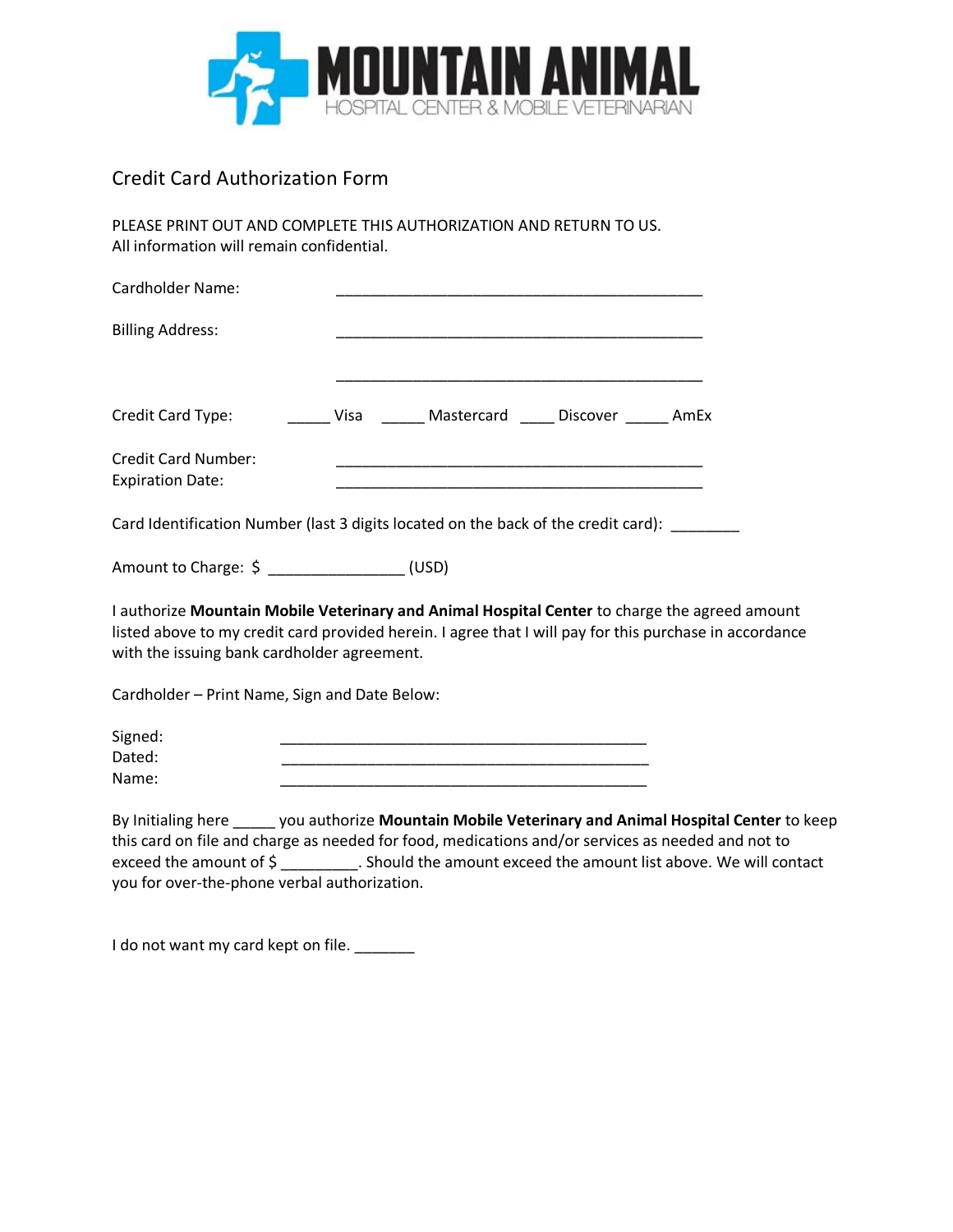MOUNTAIN ANIMAL
HOSPITAL CENTER & MOBILE VETERINARIAN

## Credit Card Authorization Form

PLEASE PRINT OUT AND COMPLETE THIS AUTHORIZATION AND RETURN TO US.
All information will remain confidential.

Cardholder Name: _____________________________________________

Billing Address: _____________________________________________

_____________________________________________

Credit Card Type: _____ Visa _____ Mastercard ____ Discover _____ AmEx

Credit Card Number: _____________________________________________
Expiration Date: _____________________________________________

Card Identification Number (last 3 digits located on the back of the credit card): ________

Amount to Charge: $ ________________ (USD)

I authorize **Mountain Mobile Veterinary and Animal Hospital Center** to charge the agreed amount listed above to my credit card provided herein. I agree that I will pay for this purchase in accordance with the issuing bank cardholder agreement.

Cardholder – Print Name, Sign and Date Below:

Signed: _____________________________________________
Dated: _____________________________________________
Name: _____________________________________________

By Initialing here _____ you authorize **Mountain Mobile Veterinary and Animal Hospital Center** to keep this card on file and charge as needed for food, medications and/or services as needed and not to exceed the amount of $ _________. Should the amount exceed the amount list above. We will contact you for over-the-phone verbal authorization.

I do not want my card kept on file. _______